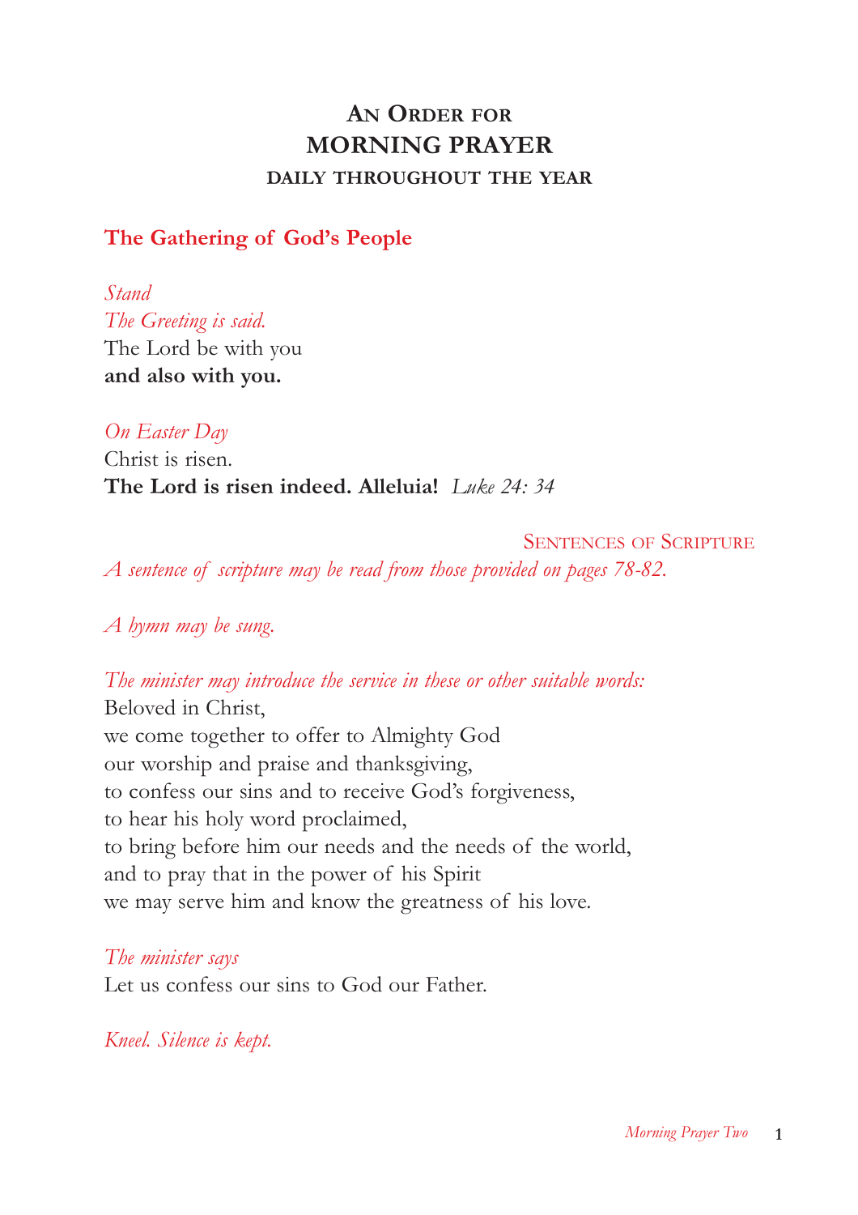# An Order for MORNING PRAYER
## DAILY THROUGHOUT THE YEAR

### The Gathering of God's People

*Stand*

*The Greeting is said.*

The Lord be with you
**and also with you.**

*On Easter Day*

Christ is risen.
**The Lord is risen indeed. Alleluia!** *Luke 24: 34*

Sentences of Scripture

*A sentence of scripture may be read from those provided on pages 78-82.*

*A hymn may be sung.*

*The minister may introduce the service in these or other suitable words:*

Beloved in Christ,
we come together to offer to Almighty God
our worship and praise and thanksgiving,
to confess our sins and to receive God's forgiveness,
to hear his holy word proclaimed,
to bring before him our needs and the needs of the world,
and to pray that in the power of his Spirit
we may serve him and know the greatness of his love.

*The minister says*

Let us confess our sins to God our Father.

*Kneel. Silence is kept.*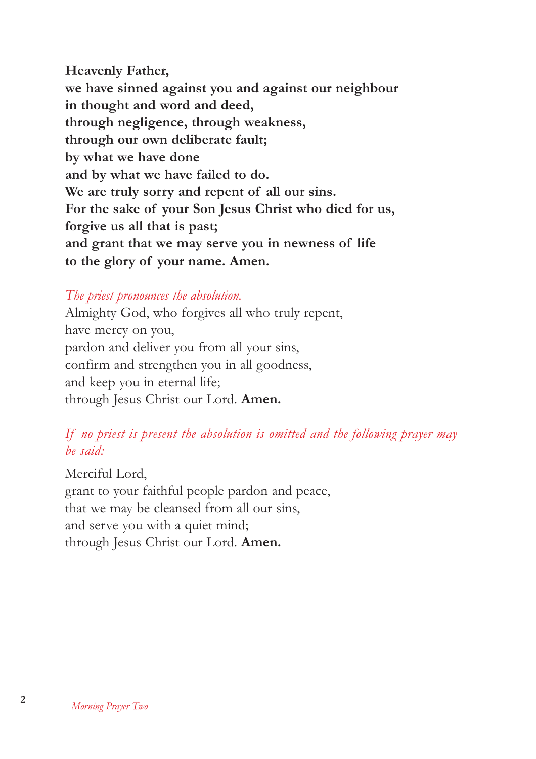**Heavenly Father,**
**we have sinned against you and against our neighbour**
**in thought and word and deed,**
**through negligence, through weakness,**
**through our own deliberate fault;**
**by what we have done**
**and by what we have failed to do.**
**We are truly sorry and repent of all our sins.**
**For the sake of your Son Jesus Christ who died for us,**
**forgive us all that is past;**
**and grant that we may serve you in newness of life**
**to the glory of your name. Amen.**

*The priest pronounces the absolution.*

Almighty God, who forgives all who truly repent,
have mercy on you,
pardon and deliver you from all your sins,
confirm and strengthen you in all goodness,
and keep you in eternal life;
through Jesus Christ our Lord. **Amen.**

*If no priest is present the absolution is omitted and the following prayer may be said:*

Merciful Lord,
grant to your faithful people pardon and peace,
that we may be cleansed from all our sins,
and serve you with a quiet mind;
through Jesus Christ our Lord. **Amen.**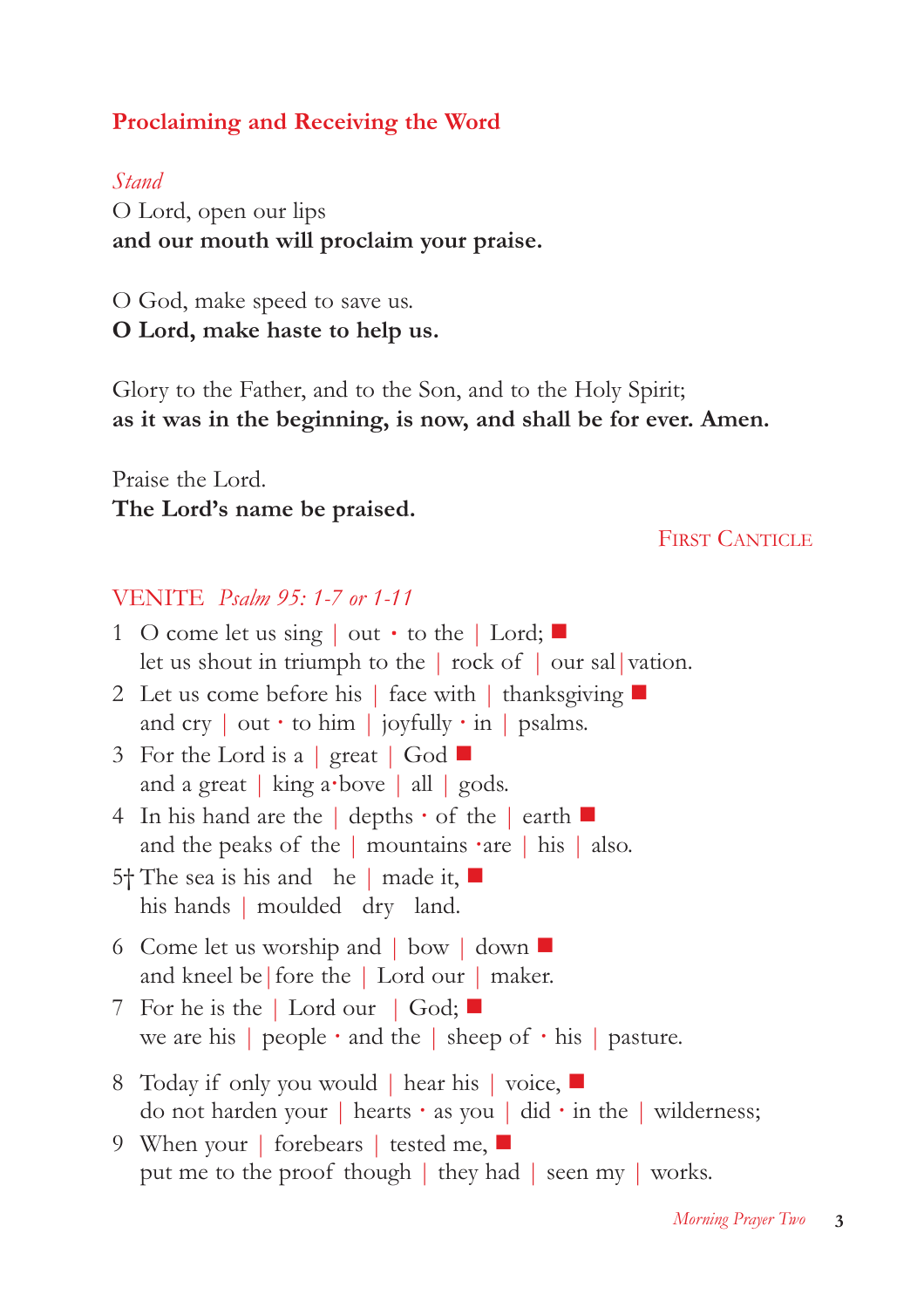## Proclaiming and Receiving the Word

*Stand*

O Lord, open our lips
**and our mouth will proclaim your praise.**

O God, make speed to save us.
**O Lord, make haste to help us.**

Glory to the Father, and to the Son, and to the Holy Spirit;
**as it was in the beginning, is now, and shall be for ever. Amen.**

Praise the Lord.
**The Lord's name be praised.**

FIRST CANTICLE

### VENITE *Psalm 95: 1-7 or 1-11*

1 O come let us sing | out · to the | Lord; ■
let us shout in triumph to the | rock of | our sal|vation.

2 Let us come before his | face with | thanksgiving ■
and cry | out · to him | joyfully · in | psalms.

3 For the Lord is a | great | God ■
and a great | king a·bove | all | gods.

4 In his hand are the | depths · of the | earth ■
and the peaks of the | mountains ·are | his | also.

5† The sea is his and he | made it, ■
his hands | moulded dry land.

6 Come let us worship and | bow | down ■
and kneel be|fore the | Lord our | maker.

7 For he is the | Lord our | God; ■
we are his | people · and the | sheep of · his | pasture.

8 Today if only you would | hear his | voice, ■
do not harden your | hearts · as you | did · in the | wilderness;

9 When your | forebears | tested me, ■
put me to the proof though | they had | seen my | works.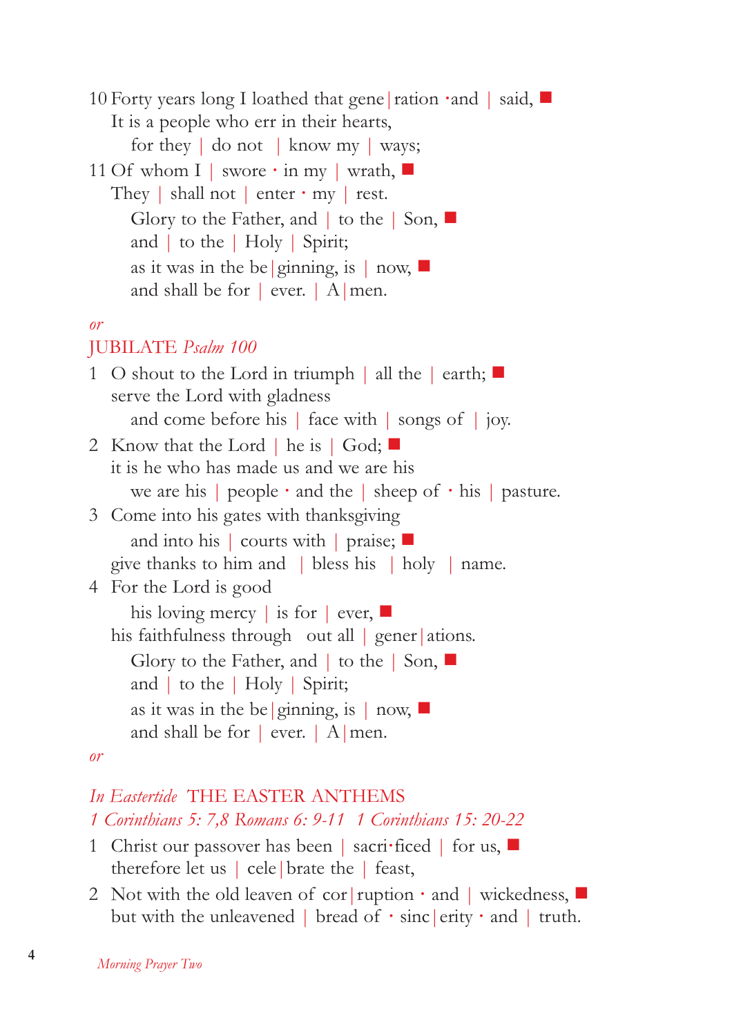10 Forty years long I loathed that gene | ration ·and | said, ■
It is a people who err in their hearts,
for they | do not | know my | ways;

11 Of whom I | swore · in my | wrath, ■
They | shall not | enter · my | rest.
Glory to the Father, and | to the | Son, ■
and | to the | Holy | Spirit;
as it was in the be | ginning, is | now, ■
and shall be for | ever. | A | men.

*or*

## JUBILATE *Psalm 100*

1 O shout to the Lord in triumph | all the | earth; ■
serve the Lord with gladness
and come before his | face with | songs of | joy.

2 Know that the Lord | he is | God; ■
it is he who has made us and we are his
we are his | people · and the | sheep of · his | pasture.

3 Come into his gates with thanksgiving
and into his | courts with | praise; ■
give thanks to him and | bless his | holy | name.

4 For the Lord is good
his loving mercy | is for | ever, ■
his faithfulness through out all | gener | ations.
Glory to the Father, and | to the | Son, ■
and | to the | Holy | Spirit;
as it was in the be | ginning, is | now, ■
and shall be for | ever. | A | men.

*or*

## *In Eastertide* THE EASTER ANTHEMS

*1 Corinthians 5: 7,8 Romans 6: 9-11 1 Corinthians 15: 20-22*

1 Christ our passover has been | sacri·ficed | for us, ■
therefore let us | cele | brate the | feast,

2 Not with the old leaven of cor | ruption · and | wickedness, ■
but with the unleavened | bread of · sinc | erity · and | truth.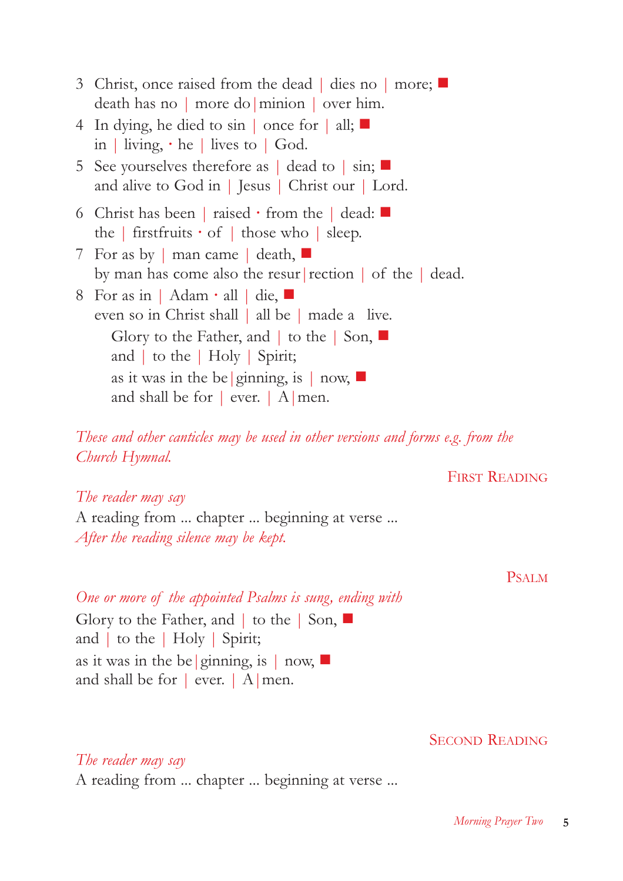3 Christ, once raised from the dead | dies no | more; ■
death has no | more do|minion | over him.

4 In dying, he died to sin | once for | all; ■
in | living, · he | lives to | God.

5 See yourselves therefore as | dead to | sin; ■
and alive to God in | Jesus | Christ our | Lord.

6 Christ has been | raised · from the | dead: ■
the | firstfruits · of | those who | sleep.

7 For as by | man came | death, ■
by man has come also the resur|rection | of the | dead.

8 For as in | Adam · all | die, ■
even so in Christ shall | all be | made a live.

Glory to the Father, and | to the | Son, ■
and | to the | Holy | Spirit;
as it was in the be|ginning, is | now, ■
and shall be for | ever. | A|men.

*These and other canticles may be used in other versions and forms e.g. from the Church Hymnal.*

## First Reading

*The reader may say*

A reading from ... chapter ... beginning at verse ...

*After the reading silence may be kept.*

## Psalm

*One or more of the appointed Psalms is sung, ending with*

Glory to the Father, and | to the | Son, ■
and | to the | Holy | Spirit;
as it was in the be|ginning, is | now, ■
and shall be for | ever. | A|men.

## Second Reading

*The reader may say*

A reading from ... chapter ... beginning at verse ...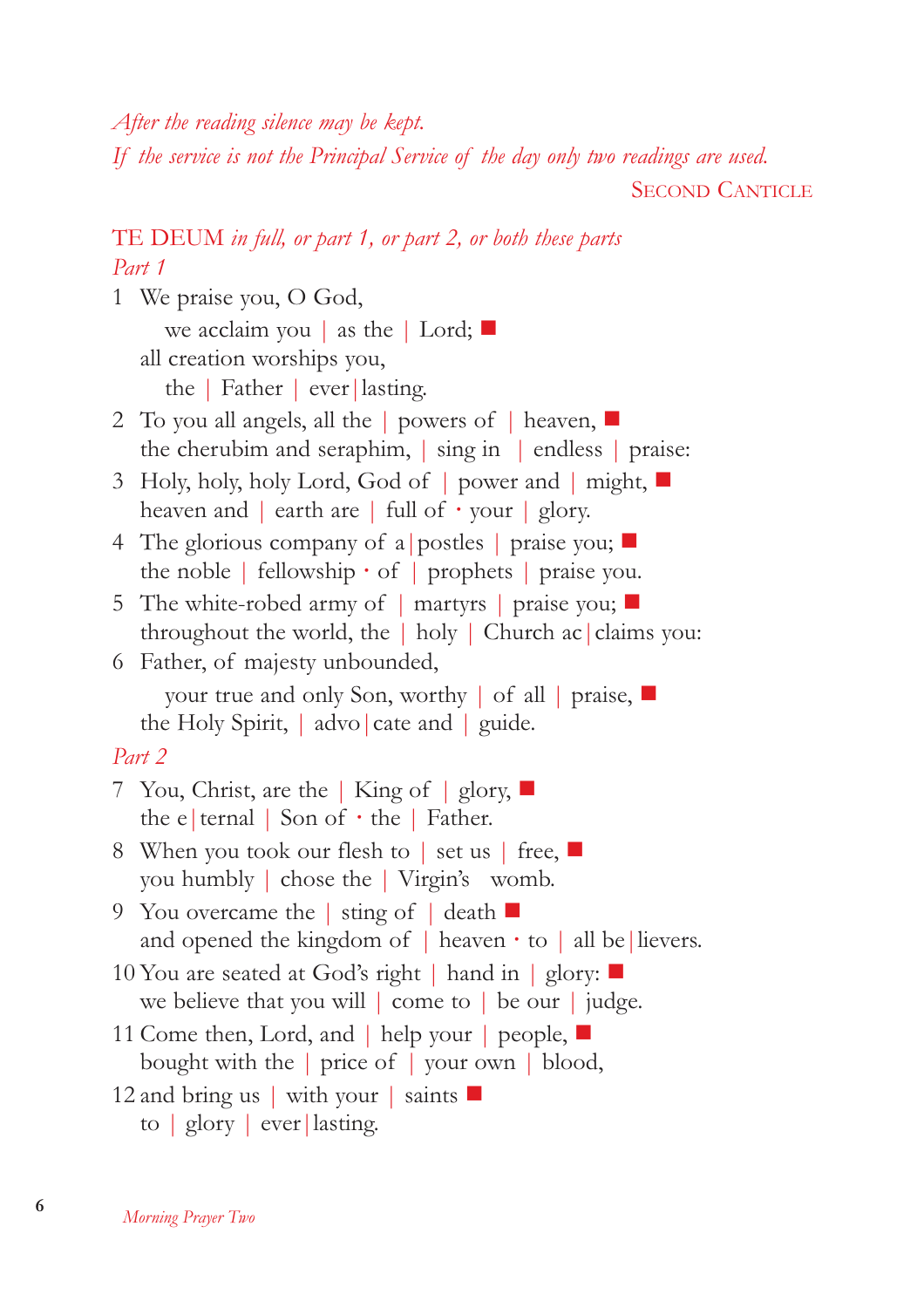*After the reading silence may be kept.*

*If the service is not the Principal Service of the day only two readings are used.*

SECOND CANTICLE

## TE DEUM *in full, or part 1, or part 2, or both these parts*

*Part 1*

1 We praise you, O God,
we acclaim you | as the | Lord; ■
all creation worships you,
the | Father | ever|lasting.

2 To you all angels, all the | powers of | heaven, ■
the cherubim and seraphim, | sing in | endless | praise:

3 Holy, holy, holy Lord, God of | power and | might, ■
heaven and | earth are | full of · your | glory.

4 The glorious company of a|postles | praise you; ■
the noble | fellowship · of | prophets | praise you.

5 The white-robed army of | martyrs | praise you; ■
throughout the world, the | holy | Church ac|claims you:

6 Father, of majesty unbounded,
your true and only Son, worthy | of all | praise, ■
the Holy Spirit, | advo|cate and | guide.

*Part 2*

7 You, Christ, are the | King of | glory, ■
the e|ternal | Son of · the | Father.

8 When you took our flesh to | set us | free, ■
you humbly | chose the | Virgin's womb.

9 You overcame the | sting of | death ■
and opened the kingdom of | heaven · to | all be|lievers.

10 You are seated at God's right | hand in | glory: ■
we believe that you will | come to | be our | judge.

11 Come then, Lord, and | help your | people, ■
bought with the | price of | your own | blood,

12 and bring us | with your | saints ■
to | glory | ever|lasting.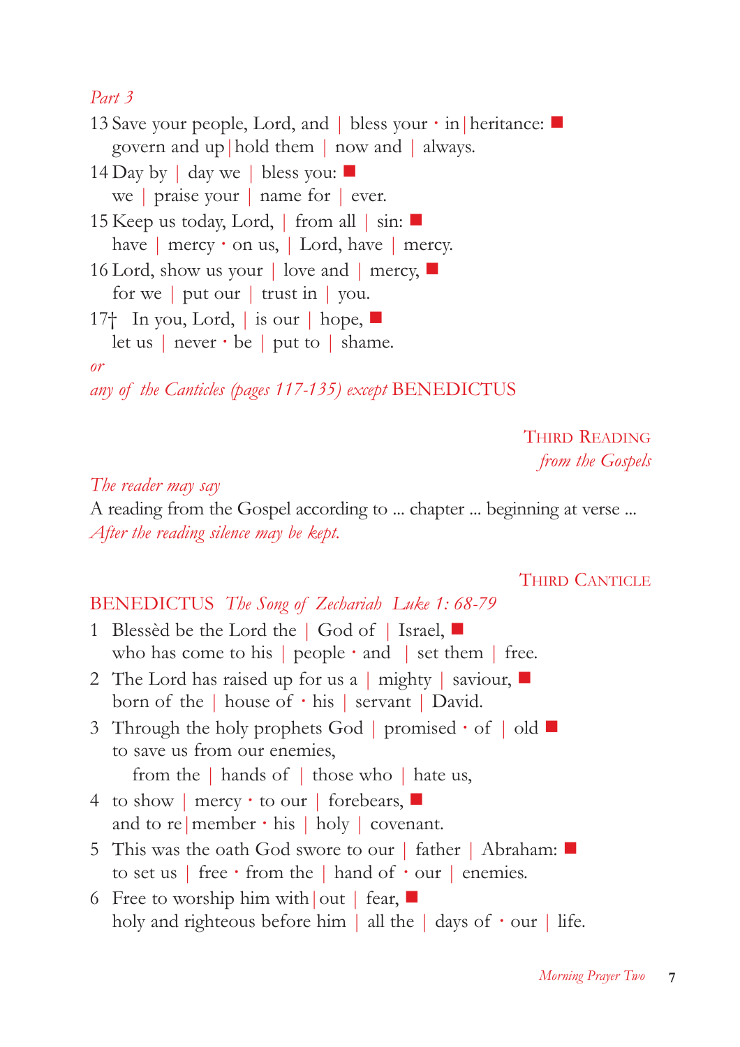*Part 3*

13 Save your people, Lord, and | bless your · in|heritance: ■
govern and up|hold them | now and | always.

14 Day by | day we | bless you: ■
we | praise your | name for | ever.

15 Keep us today, Lord, | from all | sin: ■
have | mercy · on us, | Lord, have | mercy.

16 Lord, show us your | love and | mercy, ■
for we | put our | trust in | you.

17† In you, Lord, | is our | hope, ■
let us | never · be | put to | shame.

*or*

*any of the Canticles (pages 117-135) except* BENEDICTUS

## THIRD READING
*from the Gospels*

*The reader may say*

A reading from the Gospel according to ... chapter ... beginning at verse ...

*After the reading silence may be kept.*

## THIRD CANTICLE

BENEDICTUS *The Song of Zechariah Luke 1: 68-79*

1 Blessèd be the Lord the | God of | Israel, ■
who has come to his | people · and | set them | free.

2 The Lord has raised up for us a | mighty | saviour, ■
born of the | house of · his | servant | David.

3 Through the holy prophets God | promised · of | old ■
to save us from our enemies,
from the | hands of | those who | hate us,

4 to show | mercy · to our | forebears, ■
and to re|member · his | holy | covenant.

5 This was the oath God swore to our | father | Abraham: ■
to set us | free · from the | hand of · our | enemies.

6 Free to worship him with|out | fear, ■
holy and righteous before him | all the | days of · our | life.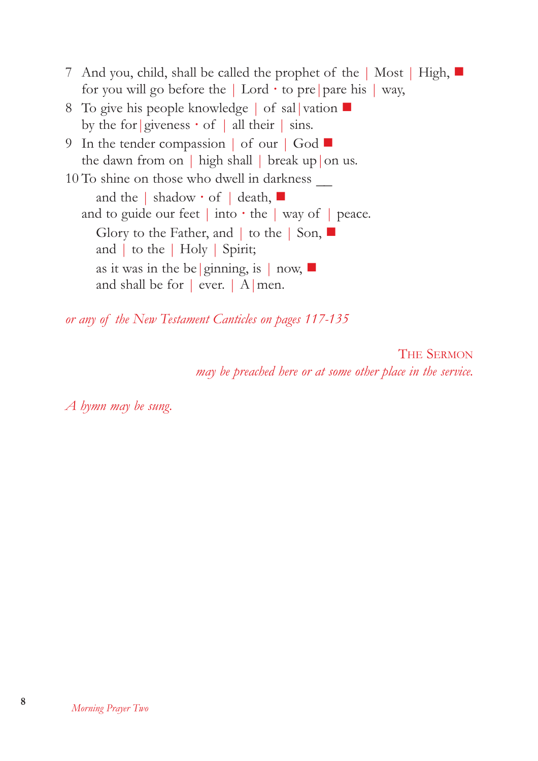7 And you, child, shall be called the prophet of the | Most | High, ■
for you will go before the | Lord · to pre|pare his | way,

8 To give his people knowledge | of sal|vation ■
by the for|giveness · of | all their | sins.

9 In the tender compassion | of our | God ■
the dawn from on | high shall | break up|on us.

10 To shine on those who dwell in darkness __
and the | shadow · of | death, ■
and to guide our feet | into · the | way of | peace.

Glory to the Father, and | to the | Son, ■
and | to the | Holy | Spirit;
as it was in the be|ginning, is | now, ■
and shall be for | ever. | A|men.

*or any of the New Testament Canticles on pages 117-135*

THE SERMON
*may be preached here or at some other place in the service.*

*A hymn may be sung.*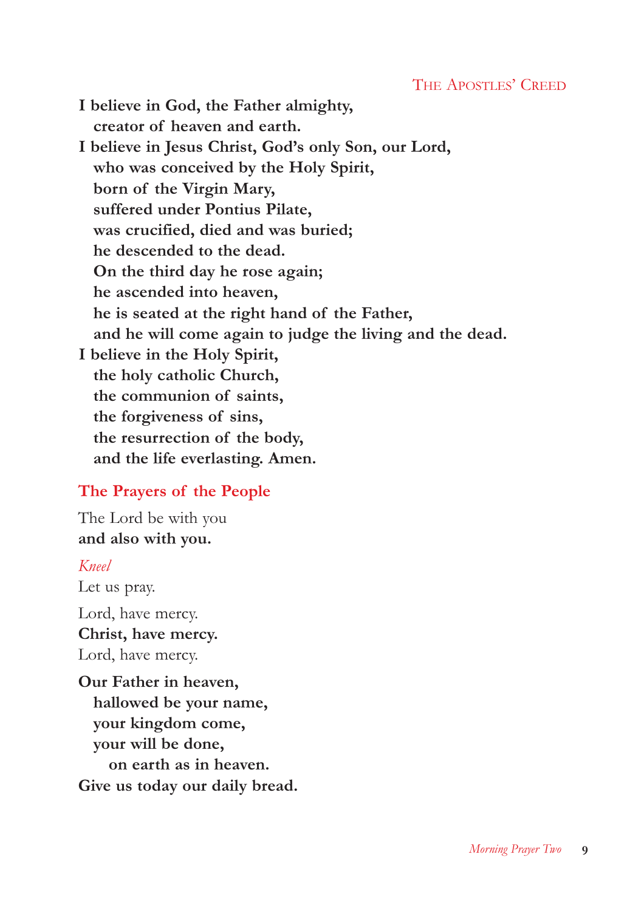## The Apostles' Creed

**I believe in God, the Father almighty,**
**creator of heaven and earth.**
**I believe in Jesus Christ, God's only Son, our Lord,**
**who was conceived by the Holy Spirit,**
**born of the Virgin Mary,**
**suffered under Pontius Pilate,**
**was crucified, died and was buried;**
**he descended to the dead.**
**On the third day he rose again;**
**he ascended into heaven,**
**he is seated at the right hand of the Father,**
**and he will come again to judge the living and the dead.**
**I believe in the Holy Spirit,**
**the holy catholic Church,**
**the communion of saints,**
**the forgiveness of sins,**
**the resurrection of the body,**
**and the life everlasting. Amen.**

## The Prayers of the People

The Lord be with you
**and also with you.**

*Kneel*

Let us pray.

Lord, have mercy.
**Christ, have mercy.**
Lord, have mercy.

**Our Father in heaven,**
**hallowed be your name,**
**your kingdom come,**
**your will be done,**
**on earth as in heaven.**
**Give us today our daily bread.**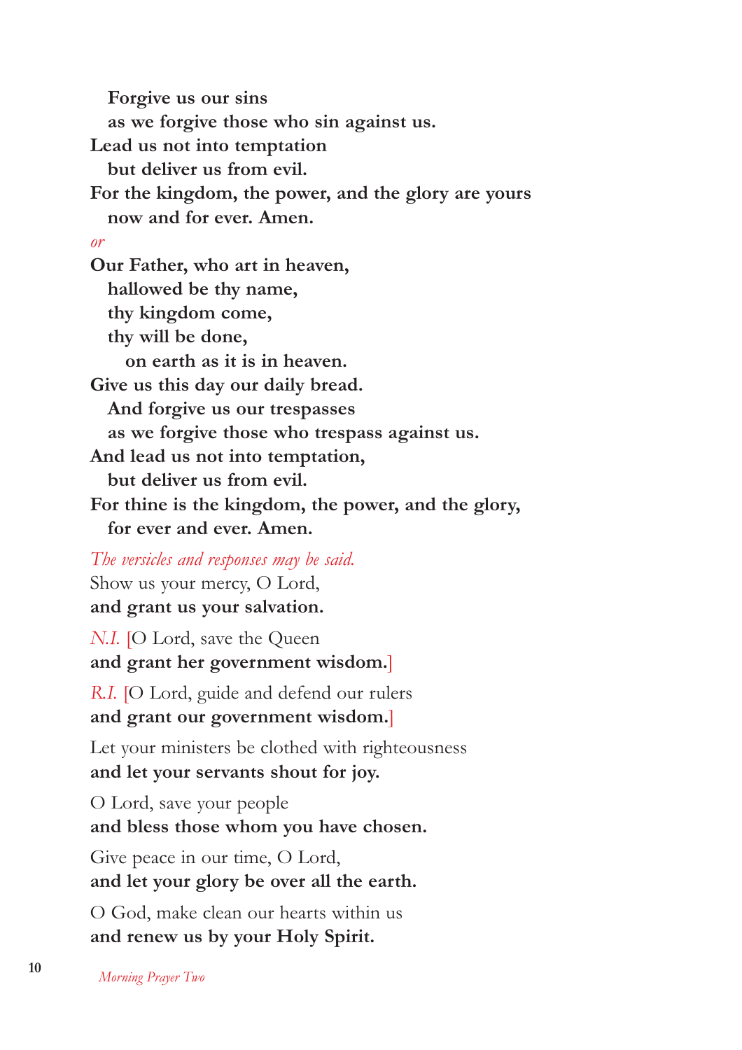**Forgive us our sins**
**as we forgive those who sin against us.**
**Lead us not into temptation**
**but deliver us from evil.**
**For the kingdom, the power, and the glory are yours**
**now and for ever. Amen.**

*or*

**Our Father, who art in heaven,**
**hallowed be thy name,**
**thy kingdom come,**
**thy will be done,**
**on earth as it is in heaven.**
**Give us this day our daily bread.**
**And forgive us our trespasses**
**as we forgive those who trespass against us.**
**And lead us not into temptation,**
**but deliver us from evil.**
**For thine is the kingdom, the power, and the glory,**
**for ever and ever. Amen.**

*The versicles and responses may be said.*

Show us your mercy, O Lord,
**and grant us your salvation.**

*N.I.* [O Lord, save the Queen
**and grant her government wisdom.**]

*R.I.* [O Lord, guide and defend our rulers
**and grant our government wisdom.**]

Let your ministers be clothed with righteousness
**and let your servants shout for joy.**

O Lord, save your people
**and bless those whom you have chosen.**

Give peace in our time, O Lord,
**and let your glory be over all the earth.**

O God, make clean our hearts within us
**and renew us by your Holy Spirit.**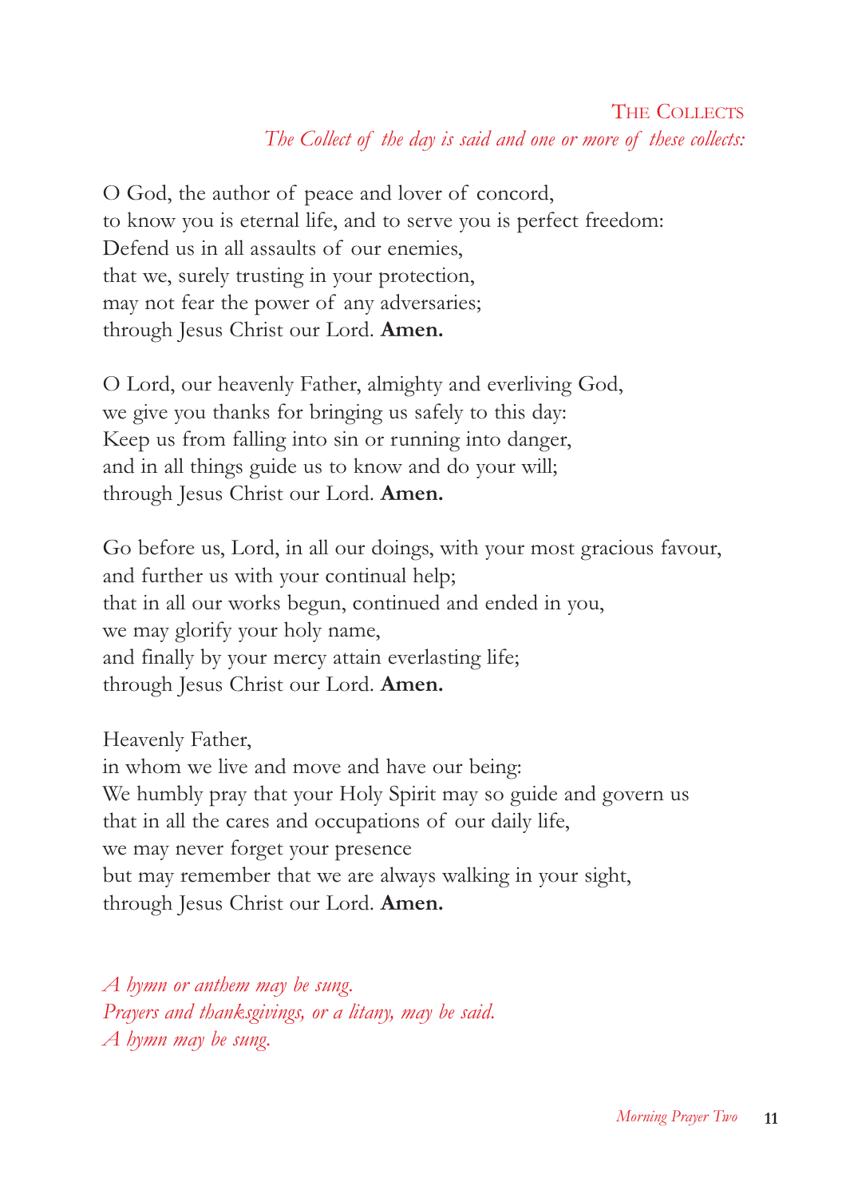## The Collects

*The Collect of the day is said and one or more of these collects:*

O God, the author of peace and lover of concord,
to know you is eternal life, and to serve you is perfect freedom:
Defend us in all assaults of our enemies,
that we, surely trusting in your protection,
may not fear the power of any adversaries;
through Jesus Christ our Lord. **Amen.**

O Lord, our heavenly Father, almighty and everliving God,
we give you thanks for bringing us safely to this day:
Keep us from falling into sin or running into danger,
and in all things guide us to know and do your will;
through Jesus Christ our Lord. **Amen.**

Go before us, Lord, in all our doings, with your most gracious favour,
and further us with your continual help;
that in all our works begun, continued and ended in you,
we may glorify your holy name,
and finally by your mercy attain everlasting life;
through Jesus Christ our Lord. **Amen.**

Heavenly Father,
in whom we live and move and have our being:
We humbly pray that your Holy Spirit may so guide and govern us
that in all the cares and occupations of our daily life,
we may never forget your presence
but may remember that we are always walking in your sight,
through Jesus Christ our Lord. **Amen.**

*A hymn or anthem may be sung.*
*Prayers and thanksgivings, or a litany, may be said.*
*A hymn may be sung.*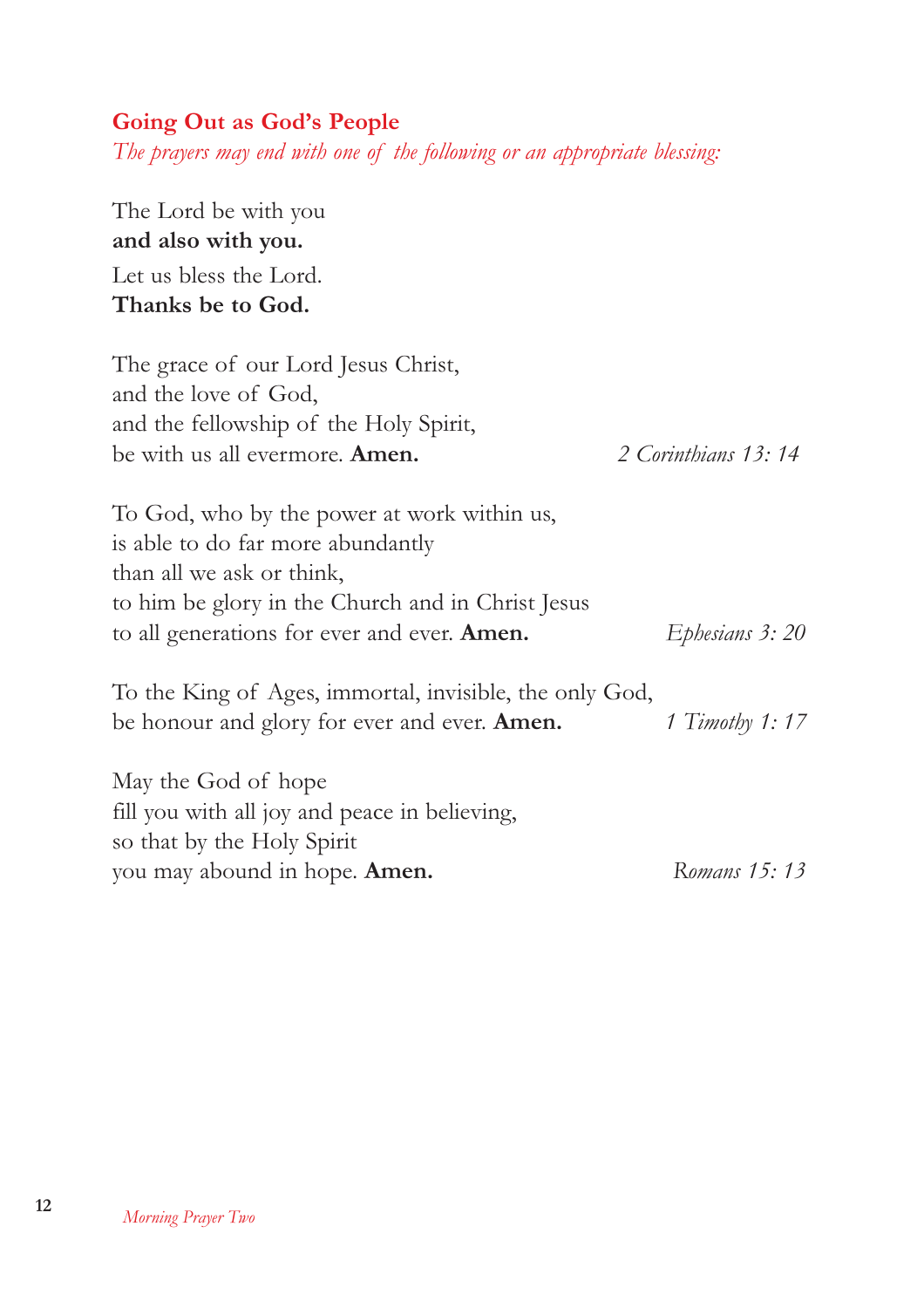## Going Out as God's People

*The prayers may end with one of the following or an appropriate blessing:*

The Lord be with you
**and also with you.**
Let us bless the Lord.
**Thanks be to God.**

The grace of our Lord Jesus Christ,
and the love of God,
and the fellowship of the Holy Spirit,
be with us all evermore. **Amen.** *2 Corinthians 13: 14*

To God, who by the power at work within us,
is able to do far more abundantly
than all we ask or think,
to him be glory in the Church and in Christ Jesus
to all generations for ever and ever. **Amen.** *Ephesians 3: 20*

To the King of Ages, immortal, invisible, the only God,
be honour and glory for ever and ever. **Amen.** *1 Timothy 1: 17*

May the God of hope
fill you with all joy and peace in believing,
so that by the Holy Spirit
you may abound in hope. **Amen.** *Romans 15: 13*